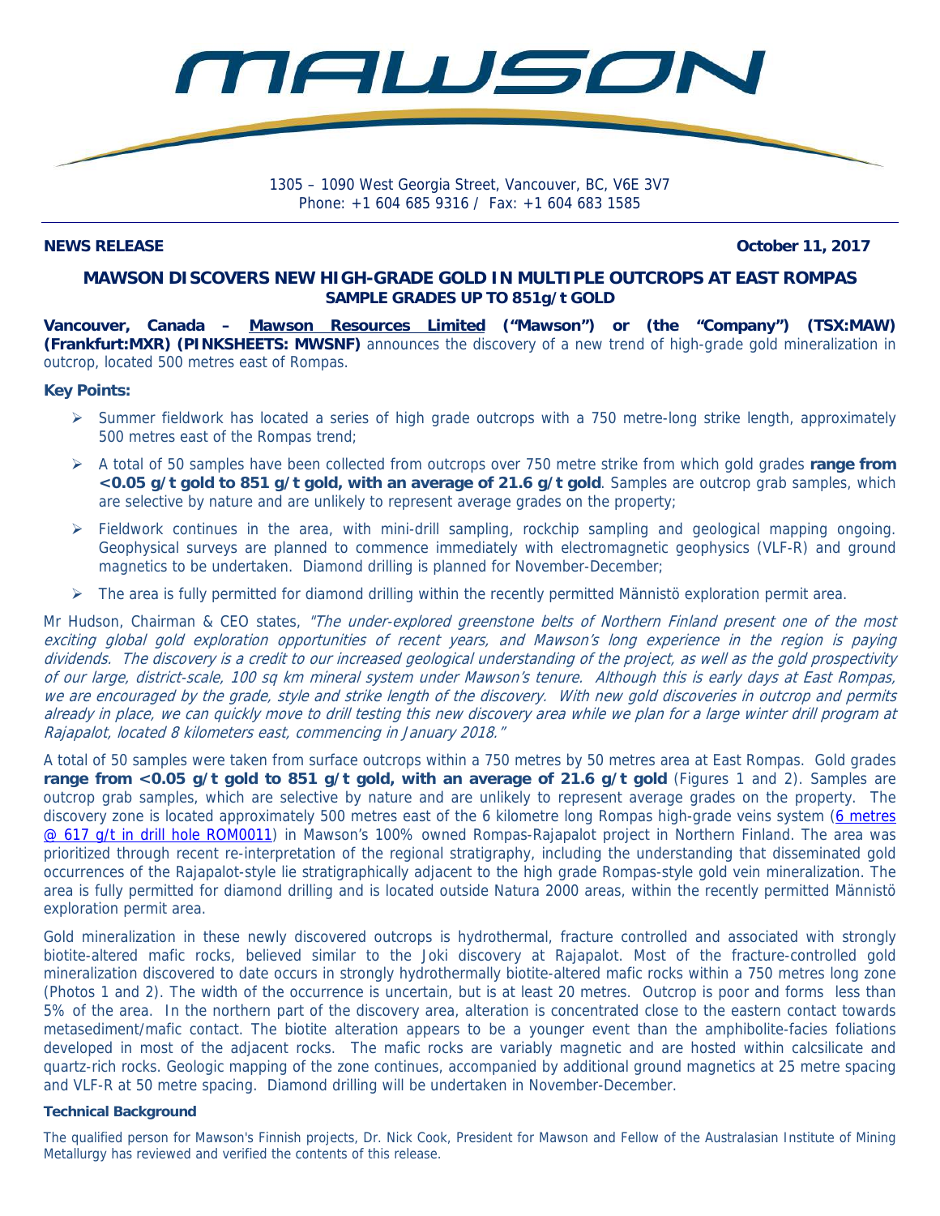# MAWSON

1305 – 1090 West Georgia Street, Vancouver, BC, V6E 3V7
Phone: +1 604 685 9316 / Fax: +1 604 683 1585

**NEWS RELEASE** **October 11, 2017**

## MAWSON DISCOVERS NEW HIGH-GRADE GOLD IN MULTIPLE OUTCROPS AT EAST ROMPAS
### SAMPLE GRADES UP TO 851g/t GOLD

**Vancouver, Canada – Mawson Resources Limited ("Mawson") or (the "Company") (TSX:MAW) (Frankfurt:MXR) (PINKSHEETS: MWSNF)** announces the discovery of a new trend of high-grade gold mineralization in outcrop, located 500 metres east of Rompas.

**Key Points:**

- Summer fieldwork has located a series of high grade outcrops with a 750 metre-long strike length, approximately 500 metres east of the Rompas trend;
- A total of 50 samples have been collected from outcrops over 750 metre strike from which gold grades **range from <0.05 g/t gold to 851 g/t gold, with an average of 21.6 g/t gold**. Samples are outcrop grab samples, which are selective by nature and are unlikely to represent average grades on the property;
- Fieldwork continues in the area, with mini-drill sampling, rockchip sampling and geological mapping ongoing. Geophysical surveys are planned to commence immediately with electromagnetic geophysics (VLF-R) and ground magnetics to be undertaken. Diamond drilling is planned for November-December;
- The area is fully permitted for diamond drilling within the recently permitted Männistö exploration permit area.

Mr Hudson, Chairman & CEO states, *"The under-explored greenstone belts of Northern Finland present one of the most exciting global gold exploration opportunities of recent years, and Mawson's long experience in the region is paying dividends. The discovery is a credit to our increased geological understanding of the project, as well as the gold prospectivity of our large, district-scale, 100 sq km mineral system under Mawson's tenure. Although this is early days at East Rompas, we are encouraged by the grade, style and strike length of the discovery. With new gold discoveries in outcrop and permits already in place, we can quickly move to drill testing this new discovery area while we plan for a large winter drill program at Rajapalot, located 8 kilometers east, commencing in January 2018."*

A total of 50 samples were taken from surface outcrops within a 750 metres by 50 metres area at East Rompas. Gold grades **range from <0.05 g/t gold to 851 g/t gold, with an average of 21.6 g/t gold** (Figures 1 and 2). Samples are outcrop grab samples, which are selective by nature and are unlikely to represent average grades on the property. The discovery zone is located approximately 500 metres east of the 6 kilometre long Rompas high-grade veins system (6 metres @ 617 g/t in drill hole ROM0011) in Mawson's 100% owned Rompas-Rajapalot project in Northern Finland. The area was prioritized through recent re-interpretation of the regional stratigraphy, including the understanding that disseminated gold occurrences of the Rajapalot-style lie stratigraphically adjacent to the high grade Rompas-style gold vein mineralization. The area is fully permitted for diamond drilling and is located outside Natura 2000 areas, within the recently permitted Männistö exploration permit area.

Gold mineralization in these newly discovered outcrops is hydrothermal, fracture controlled and associated with strongly biotite-altered mafic rocks, believed similar to the Joki discovery at Rajapalot. Most of the fracture-controlled gold mineralization discovered to date occurs in strongly hydrothermally biotite-altered mafic rocks within a 750 metres long zone (Photos 1 and 2). The width of the occurrence is uncertain, but is at least 20 metres. Outcrop is poor and forms less than 5% of the area. In the northern part of the discovery area, alteration is concentrated close to the eastern contact towards metasediment/mafic contact. The biotite alteration appears to be a younger event than the amphibolite-facies foliations developed in most of the adjacent rocks. The mafic rocks are variably magnetic and are hosted within calcsilicate and quartz-rich rocks. Geologic mapping of the zone continues, accompanied by additional ground magnetics at 25 metre spacing and VLF-R at 50 metre spacing. Diamond drilling will be undertaken in November-December.

**Technical Background**

The qualified person for Mawson's Finnish projects, Dr. Nick Cook, President for Mawson and Fellow of the Australasian Institute of Mining Metallurgy has reviewed and verified the contents of this release.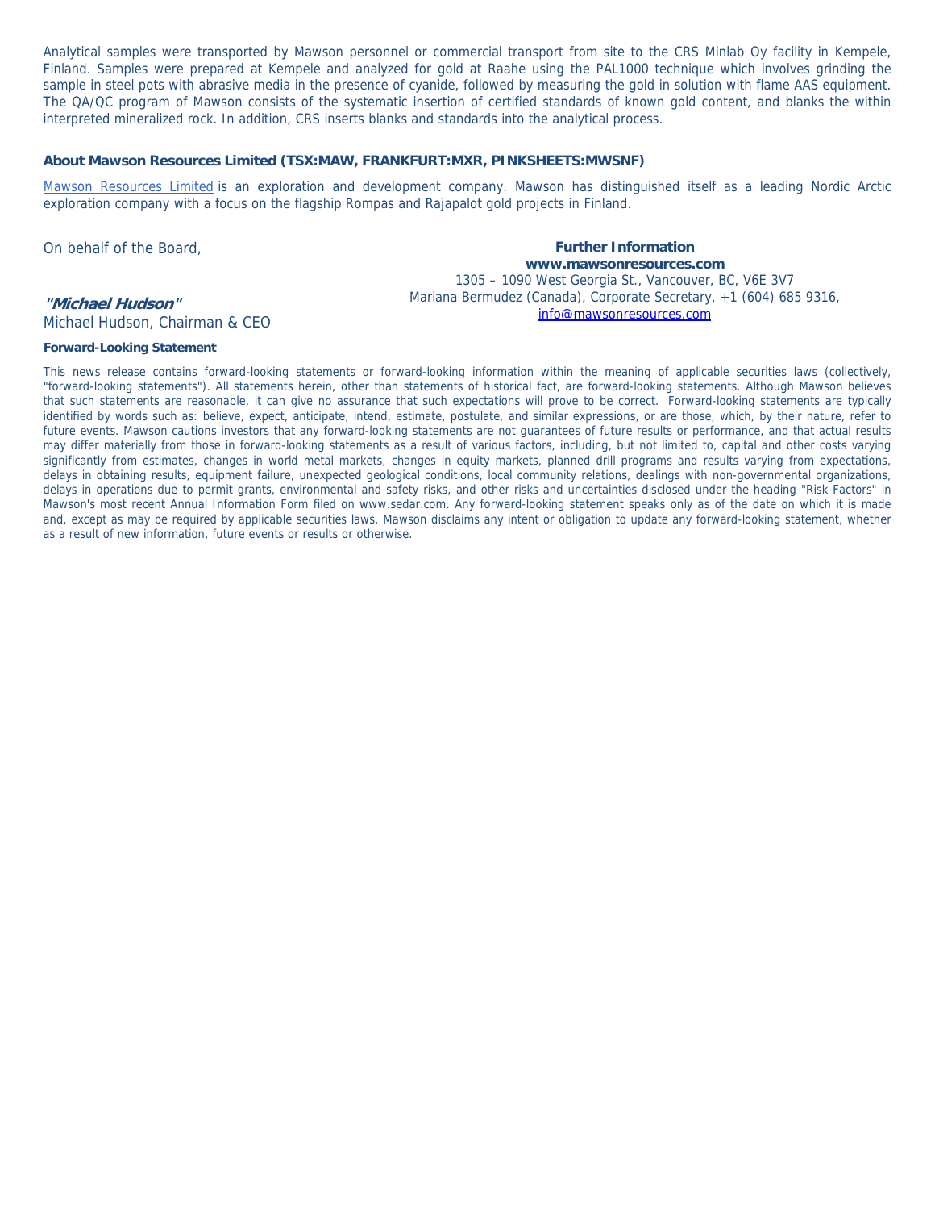Analytical samples were transported by Mawson personnel or commercial transport from site to the CRS Minlab Oy facility in Kempele, Finland. Samples were prepared at Kempele and analyzed for gold at Raahe using the PAL1000 technique which involves grinding the sample in steel pots with abrasive media in the presence of cyanide, followed by measuring the gold in solution with flame AAS equipment. The QA/QC program of Mawson consists of the systematic insertion of certified standards of known gold content, and blanks the within interpreted mineralized rock. In addition, CRS inserts blanks and standards into the analytical process.

**About Mawson Resources Limited (TSX:MAW, FRANKFURT:MXR, PINKSHEETS:MWSNF)**

Mawson Resources Limited is an exploration and development company. Mawson has distinguished itself as a leading Nordic Arctic exploration company with a focus on the flagship Rompas and Rajapalot gold projects in Finland.

On behalf of the Board,

***"Michael Hudson"***
Michael Hudson, Chairman & CEO

**Further Information**
**www.mawsonresources.com**
1305 – 1090 West Georgia St., Vancouver, BC, V6E 3V7
Mariana Bermudez (Canada), Corporate Secretary, +1 (604) 685 9316,
info@mawsonresources.com

**Forward-Looking Statement**

This news release contains forward-looking statements or forward-looking information within the meaning of applicable securities laws (collectively, "forward-looking statements"). All statements herein, other than statements of historical fact, are forward-looking statements. Although Mawson believes that such statements are reasonable, it can give no assurance that such expectations will prove to be correct. Forward-looking statements are typically identified by words such as: believe, expect, anticipate, intend, estimate, postulate, and similar expressions, or are those, which, by their nature, refer to future events. Mawson cautions investors that any forward-looking statements are not guarantees of future results or performance, and that actual results may differ materially from those in forward-looking statements as a result of various factors, including, but not limited to, capital and other costs varying significantly from estimates, changes in world metal markets, changes in equity markets, planned drill programs and results varying from expectations, delays in obtaining results, equipment failure, unexpected geological conditions, local community relations, dealings with non-governmental organizations, delays in operations due to permit grants, environmental and safety risks, and other risks and uncertainties disclosed under the heading "Risk Factors" in Mawson's most recent Annual Information Form filed on www.sedar.com. Any forward-looking statement speaks only as of the date on which it is made and, except as may be required by applicable securities laws, Mawson disclaims any intent or obligation to update any forward-looking statement, whether as a result of new information, future events or results or otherwise.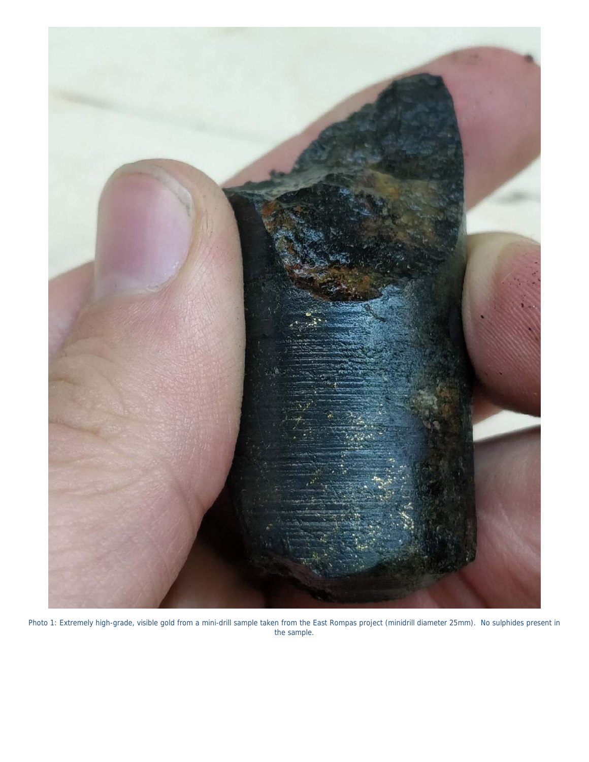Photo 1: Extremely high-grade, visible gold from a mini-drill sample taken from the East Rompas project (minidrill diameter 25mm). No sulphides present in the sample.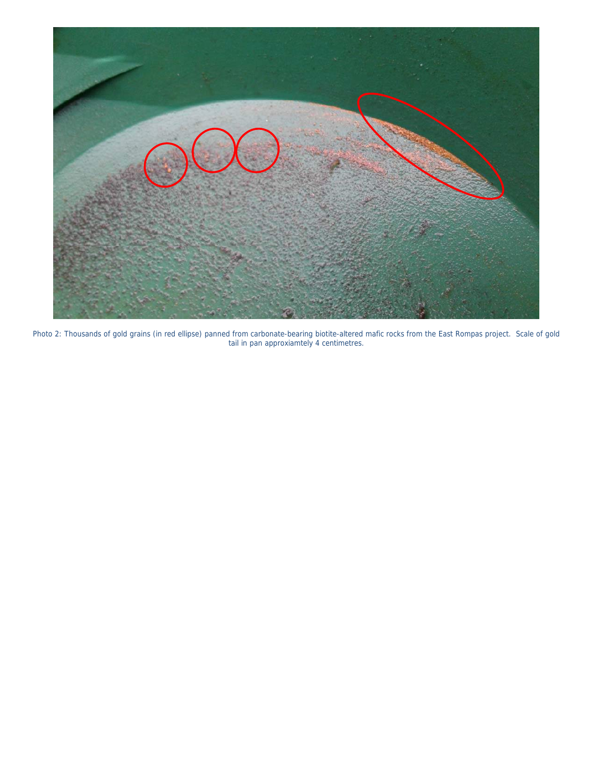Photo 2: Thousands of gold grains (in red ellipse) panned from carbonate-bearing biotite-altered mafic rocks from the East Rompas project. Scale of gold tail in pan approxiamtely 4 centimetres.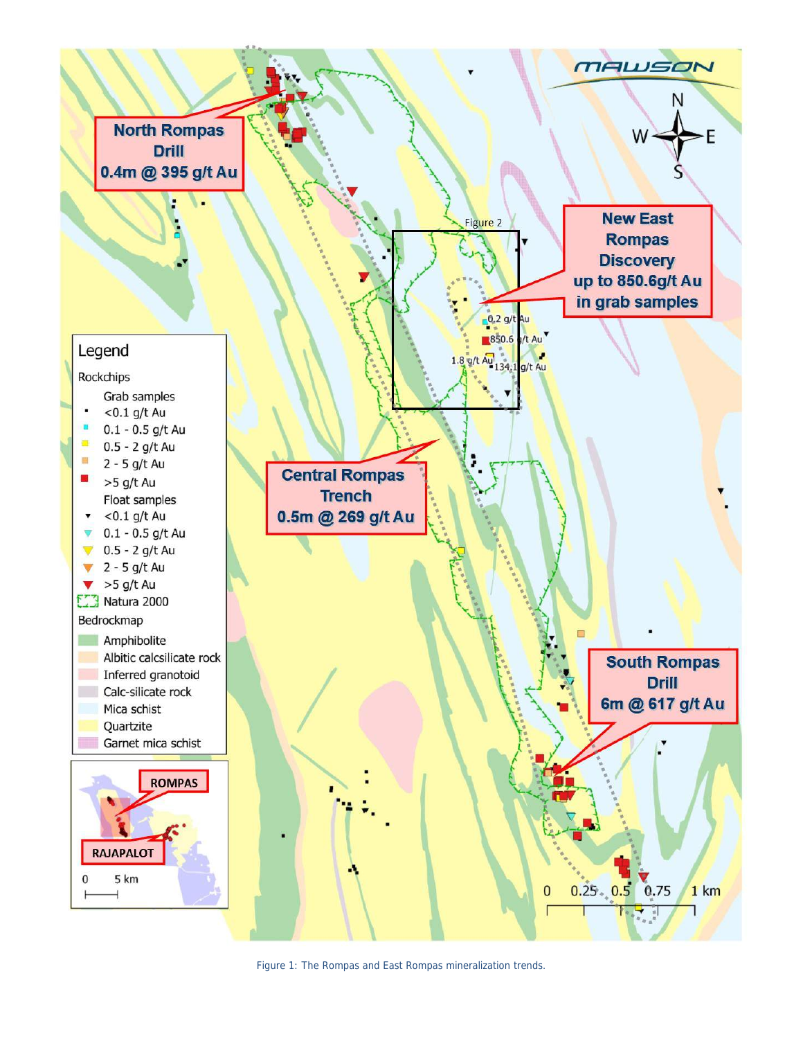Figure 1: The Rompas and East Rompas mineralization trends.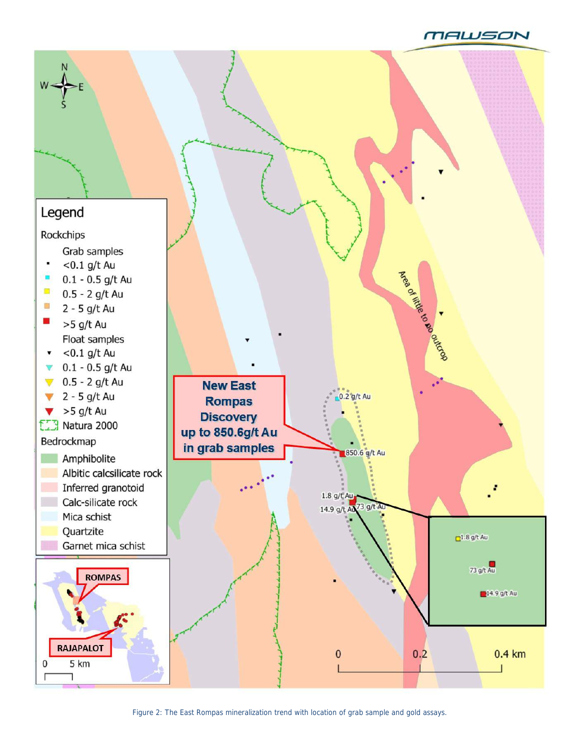MAWSON

Legend

Rockchips

Grab samples

<0.1 g/t Au

0.1 - 0.5 g/t Au

0.5 - 2 g/t Au

2 - 5 g/t Au

>5 g/t Au

Float samples

<0.1 g/t Au

0.1 - 0.5 g/t Au

0.5 - 2 g/t Au

2 - 5 g/t Au

>5 g/t Au

Natura 2000

Bedrockmap

Amphibolite

Albitic calcsilicate rock

Inferred granotoid

Calc-silicate rock

Mica schist

Quartzite

Garnet mica schist

New East Rompas Discovery up to 850.6g/t Au in grab samples

Area of little to no outcrop

0.2 g/t Au

850.6 g/t Au

1.8 g/t Au

14.9 g/t Au

73 g/t Au

ROMPAS

RAJAPALOT

0 5 km

0 0.2 0.4 km

Figure 2: The East Rompas mineralization trend with location of grab sample and gold assays.